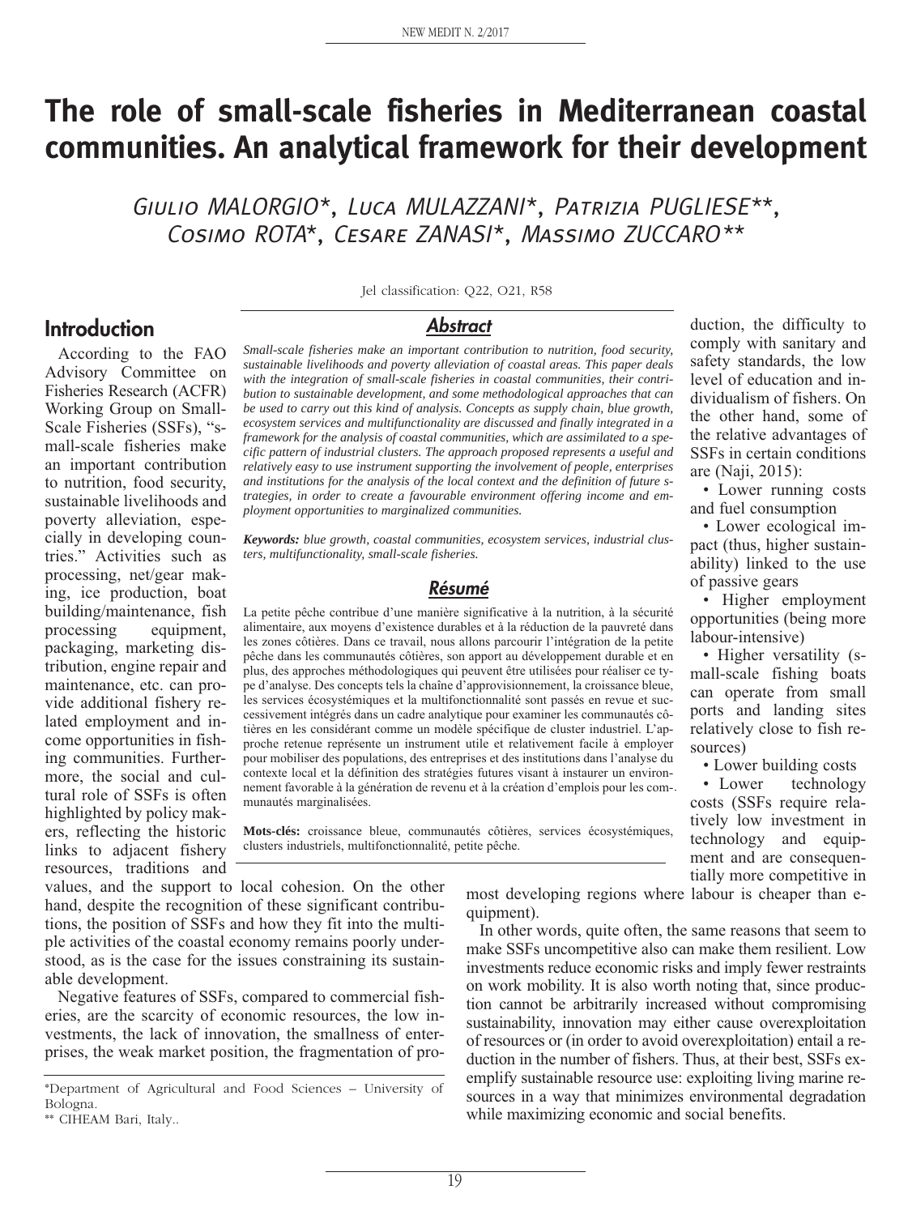# The role of small-scale fisheries in Mediterranean coastal communities. An analytical framework for their development

Giulio MALORGIO*, Luca MULAZZANI*, Patrizia PUGLIESE**, Cosimo ROTA*, Cesare ZANASI*, Massimo ZUCCARO**

Jel classification: Q22, O21, R58

## Abstract

*Small-scale fisheries make an important contribution to nutrition, food security, sustainable livelihoods and poverty alleviation of coastal areas. This paper deals with the integration of small-scale fisheries in coastal communities, their contribution to sustainable development, and some methodological approaches that can be used to carry out this kind of analysis. Concepts as supply chain, blue growth, ecosystem services and multifunctionality are discussed and finally integrated in a framework for the analysis of coastal communities, which are assimilated to a specific pattern of industrial clusters. The approach proposed represents a useful and relatively easy to use instrument supporting the involvement of people, enterprises and institutions for the analysis of the local context and the definition of future strategies, in order to create a favourable environment offering income and employment opportunities to marginalized communities.*

***Keywords:*** *blue growth, coastal communities, ecosystem services, industrial clusters, multifunctionality, small-scale fisheries.*

## Résumé

La petite pêche contribue d'une manière significative à la nutrition, à la sécurité alimentaire, aux moyens d'existence durables et à la réduction de la pauvreté dans les zones côtières. Dans ce travail, nous allons parcourir l'intégration de la petite pêche dans les communautés côtières, son apport au développement durable et en plus, des approches méthodologiques qui peuvent être utilisées pour réaliser ce type d'analyse. Des concepts tels la chaîne d'approvisionnement, la croissance bleue, les services écosystémiques et la multifonctionnalité sont passés en revue et successivement intégrés dans un cadre analytique pour examiner les communautés côtières en les considérant comme un modèle spécifique de cluster industriel. L'approche retenue représente un instrument utile et relativement facile à employer pour mobiliser des populations, des entreprises et des institutions dans l'analyse du contexte local et la définition des stratégies futures visant à instaurer un environnement favorable à la génération de revenu et à la création d'emplois pour les communautés marginalisées.

**Mots-clés:** croissance bleue, communautés côtières, services écosystémiques, clusters industriels, multifonctionnalité, petite pêche.

## Introduction

According to the FAO Advisory Committee on Fisheries Research (ACFR) Working Group on Small-Scale Fisheries (SSFs), "small-scale fisheries make an important contribution to nutrition, food security, sustainable livelihoods and poverty alleviation, especially in developing countries." Activities such as processing, net/gear making, ice production, boat building/maintenance, fish processing equipment, packaging, marketing distribution, engine repair and maintenance, etc. can provide additional fishery related employment and income opportunities in fishing communities. Furthermore, the social and cultural role of SSFs is often highlighted by policy makers, reflecting the historic links to adjacent fishery resources, traditions and values, and the support to local cohesion. On the other hand, despite the recognition of these significant contributions, the position of SSFs and how they fit into the multiple activities of the coastal economy remains poorly understood, as is the case for the issues constraining its sustainable development.

Negative features of SSFs, compared to commercial fisheries, are the scarcity of economic resources, the low investments, the lack of innovation, the smallness of enterprises, the weak market position, the fragmentation of production, the difficulty to comply with sanitary and safety standards, the low level of education and individualism of fishers. On the other hand, some of the relative advantages of SSFs in certain conditions are (Naji, 2015):

- Lower running costs and fuel consumption
- Lower ecological impact (thus, higher sustainability) linked to the use of passive gears
- Higher employment opportunities (being more labour-intensive)
- Higher versatility (small-scale fishing boats can operate from small ports and landing sites relatively close to fish resources)
- Lower building costs
- Lower technology costs (SSFs require relatively low investment in technology and equipment and are consequentially more competitive in most developing regions where labour is cheaper than equipment).

In other words, quite often, the same reasons that seem to make SSFs uncompetitive also can make them resilient. Low investments reduce economic risks and imply fewer restraints on work mobility. It is also worth noting that, since production cannot be arbitrarily increased without compromising sustainability, innovation may either cause overexploitation of resources or (in order to avoid overexploitation) entail a reduction in the number of fishers. Thus, at their best, SSFs exemplify sustainable resource use: exploiting living marine resources in a way that minimizes environmental degradation while maximizing economic and social benefits.

*Department of Agricultural and Food Sciences – University of Bologna.

** CIHEAM Bari, Italy..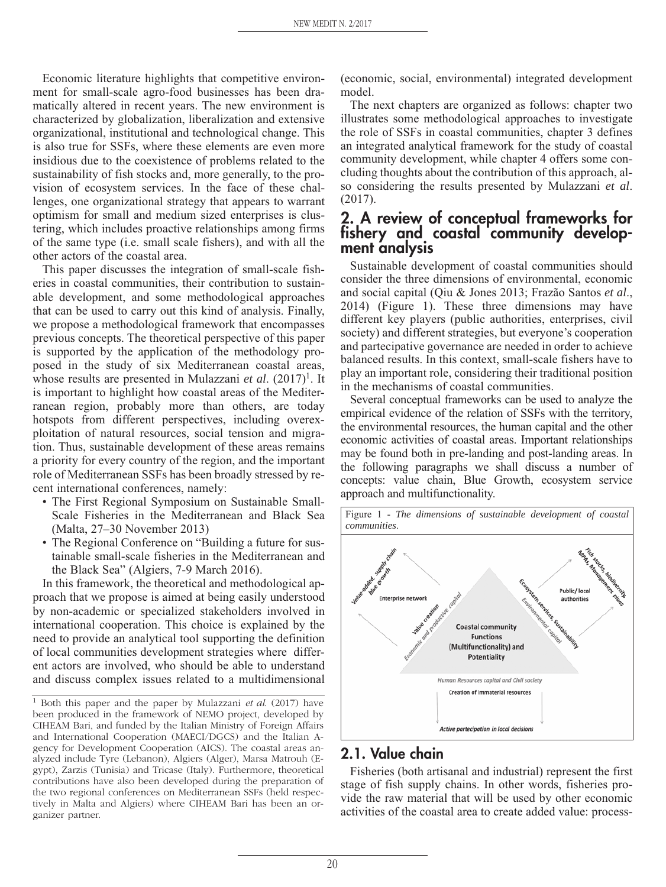Economic literature highlights that competitive environment for small-scale agro-food businesses has been dramatically altered in recent years. The new environment is characterized by globalization, liberalization and extensive organizational, institutional and technological change. This is also true for SSFs, where these elements are even more insidious due to the coexistence of problems related to the sustainability of fish stocks and, more generally, to the provision of ecosystem services. In the face of these challenges, one organizational strategy that appears to warrant optimism for small and medium sized enterprises is clustering, which includes proactive relationships among firms of the same type (i.e. small scale fishers), and with all the other actors of the coastal area.

This paper discusses the integration of small-scale fisheries in coastal communities, their contribution to sustainable development, and some methodological approaches that can be used to carry out this kind of analysis. Finally, we propose a methodological framework that encompasses previous concepts. The theoretical perspective of this paper is supported by the application of the methodology proposed in the study of six Mediterranean coastal areas, whose results are presented in Mulazzani *et al*. (2017)[1]. It is important to highlight how coastal areas of the Mediterranean region, probably more than others, are today hotspots from different perspectives, including overexploitation of natural resources, social tension and migration. Thus, sustainable development of these areas remains a priority for every country of the region, and the important role of Mediterranean SSFs has been broadly stressed by recent international conferences, namely:

- The First Regional Symposium on Sustainable Small-Scale Fisheries in the Mediterranean and Black Sea (Malta, 27–30 November 2013)
- The Regional Conference on "Building a future for sustainable small-scale fisheries in the Mediterranean and the Black Sea" (Algiers, 7-9 March 2016).

In this framework, the theoretical and methodological approach that we propose is aimed at being easily understood by non-academic or specialized stakeholders involved in international cooperation. This choice is explained by the need to provide an analytical tool supporting the definition of local communities development strategies where different actors are involved, who should be able to understand and discuss complex issues related to a multidimensional (economic, social, environmental) integrated development model.

The next chapters are organized as follows: chapter two illustrates some methodological approaches to investigate the role of SSFs in coastal communities, chapter 3 defines an integrated analytical framework for the study of coastal community development, while chapter 4 offers some concluding thoughts about the contribution of this approach, also considering the results presented by Mulazzani *et al*. (2017).

## 2. A review of conceptual frameworks for fishery and coastal community development analysis

Sustainable development of coastal communities should consider the three dimensions of environmental, economic and social capital (Qiu & Jones 2013; Frazão Santos *et al*., 2014) (Figure 1). These three dimensions may have different key players (public authorities, enterprises, civil society) and different strategies, but everyone's cooperation and partecipative governance are needed in order to achieve balanced results. In this context, small-scale fishers have to play an important role, considering their traditional position in the mechanisms of coastal communities.

Several conceptual frameworks can be used to analyze the empirical evidence of the relation of SSFs with the territory, the environmental resources, the human capital and the other economic activities of coastal areas. Important relationships may be found both in pre-landing and post-landing areas. In the following paragraphs we shall discuss a number of concepts: value chain, Blue Growth, ecosystem service approach and multifunctionality.

Figure 1 - *The dimensions of sustainable development of coastal communities*.

Value-added, supply chain, blue growth
Enterprise network
Value creation
Economic and productive capital
Ecosystem services, Sustainability
Environmental capital
Fish stocks, biodiversity, MPAs, Management plans
Public/local authorities
Coastal community Functions (Multifunctionality) and Potentiality
Human Resources capital and Civil society
Creation of immaterial resources
Active partecipation in local decisions

### 2.1. Value chain

Fisheries (both artisanal and industrial) represent the first stage of fish supply chains. In other words, fisheries provide the raw material that will be used by other economic activities of the coastal area to create added value: process-

[1] Both this paper and the paper by Mulazzani *et al.* (2017) have been produced in the framework of NEMO project, developed by CIHEAM Bari, and funded by the Italian Ministry of Foreign Affairs and International Cooperation (MAECI/DGCS) and the Italian Agency for Development Cooperation (AICS). The coastal areas analyzed include Tyre (Lebanon), Algiers (Alger), Marsa Matrouh (Egypt), Zarzis (Tunisia) and Tricase (Italy). Furthermore, theoretical contributions have also been developed during the preparation of the two regional conferences on Mediterranean SSFs (held respectively in Malta and Algiers) where CIHEAM Bari has been an organizer partner.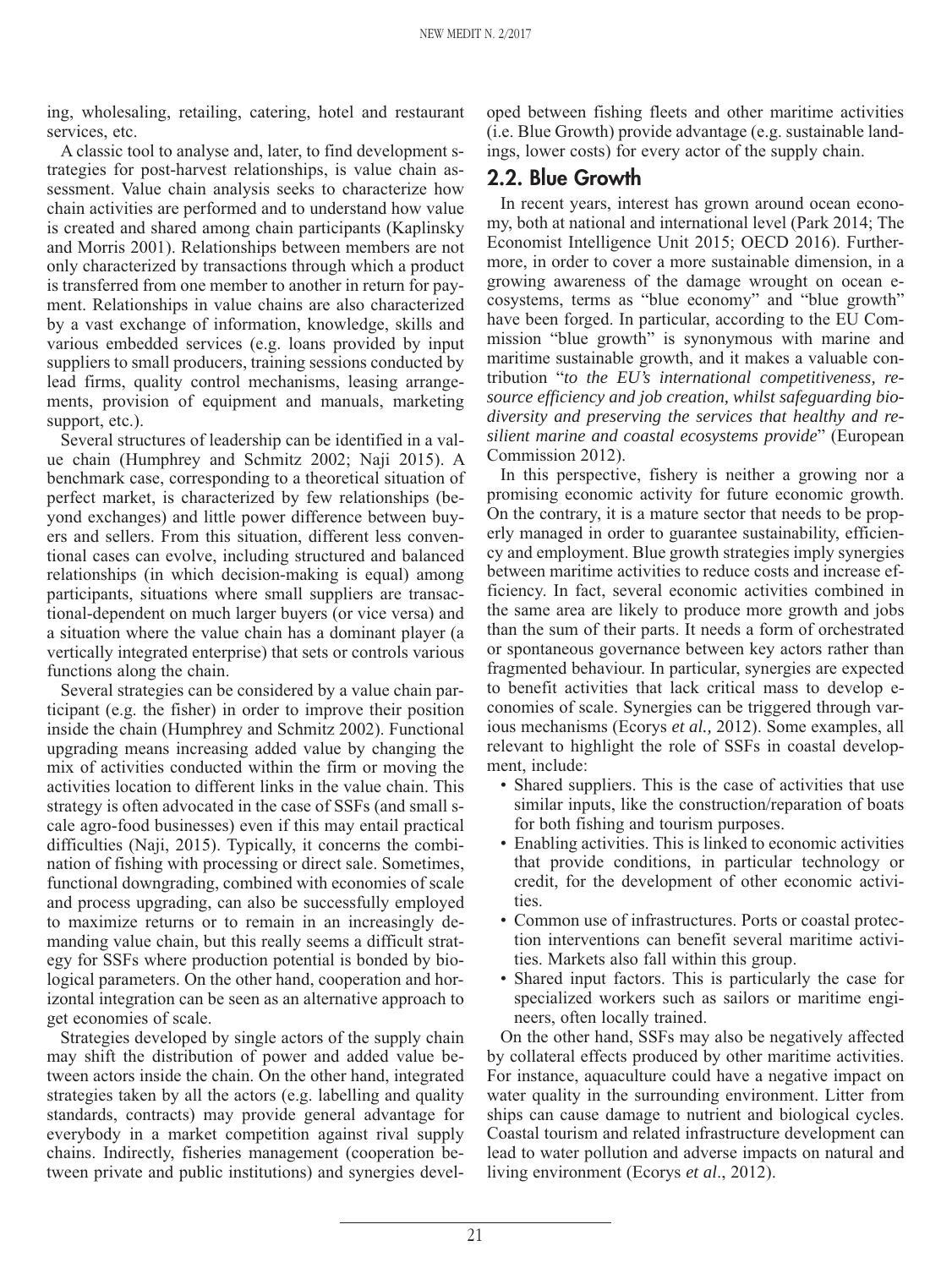ing, wholesaling, retailing, catering, hotel and restaurant services, etc.

A classic tool to analyse and, later, to find development strategies for post-harvest relationships, is value chain assessment. Value chain analysis seeks to characterize how chain activities are performed and to understand how value is created and shared among chain participants (Kaplinsky and Morris 2001). Relationships between members are not only characterized by transactions through which a product is transferred from one member to another in return for payment. Relationships in value chains are also characterized by a vast exchange of information, knowledge, skills and various embedded services (e.g. loans provided by input suppliers to small producers, training sessions conducted by lead firms, quality control mechanisms, leasing arrangements, provision of equipment and manuals, marketing support, etc.).

Several structures of leadership can be identified in a value chain (Humphrey and Schmitz 2002; Naji 2015). A benchmark case, corresponding to a theoretical situation of perfect market, is characterized by few relationships (beyond exchanges) and little power difference between buyers and sellers. From this situation, different less conventional cases can evolve, including structured and balanced relationships (in which decision-making is equal) among participants, situations where small suppliers are transactional-dependent on much larger buyers (or vice versa) and a situation where the value chain has a dominant player (a vertically integrated enterprise) that sets or controls various functions along the chain.

Several strategies can be considered by a value chain participant (e.g. the fisher) in order to improve their position inside the chain (Humphrey and Schmitz 2002). Functional upgrading means increasing added value by changing the mix of activities conducted within the firm or moving the activities location to different links in the value chain. This strategy is often advocated in the case of SSFs (and small scale agro-food businesses) even if this may entail practical difficulties (Naji, 2015). Typically, it concerns the combination of fishing with processing or direct sale. Sometimes, functional downgrading, combined with economies of scale and process upgrading, can also be successfully employed to maximize returns or to remain in an increasingly demanding value chain, but this really seems a difficult strategy for SSFs where production potential is bonded by biological parameters. On the other hand, cooperation and horizontal integration can be seen as an alternative approach to get economies of scale.

Strategies developed by single actors of the supply chain may shift the distribution of power and added value between actors inside the chain. On the other hand, integrated strategies taken by all the actors (e.g. labelling and quality standards, contracts) may provide general advantage for everybody in a market competition against rival supply chains. Indirectly, fisheries management (cooperation between private and public institutions) and synergies developed between fishing fleets and other maritime activities (i.e. Blue Growth) provide advantage (e.g. sustainable landings, lower costs) for every actor of the supply chain.

## 2.2. Blue Growth

In recent years, interest has grown around ocean economy, both at national and international level (Park 2014; The Economist Intelligence Unit 2015; OECD 2016). Furthermore, in order to cover a more sustainable dimension, in a growing awareness of the damage wrought on ocean ecosystems, terms as "blue economy" and "blue growth" have been forged. In particular, according to the EU Commission "blue growth" is synonymous with marine and maritime sustainable growth, and it makes a valuable contribution "*to the EU's international competitiveness, resource efficiency and job creation, whilst safeguarding biodiversity and preserving the services that healthy and resilient marine and coastal ecosystems provide*" (European Commission 2012).

In this perspective, fishery is neither a growing nor a promising economic activity for future economic growth. On the contrary, it is a mature sector that needs to be properly managed in order to guarantee sustainability, efficiency and employment. Blue growth strategies imply synergies between maritime activities to reduce costs and increase efficiency. In fact, several economic activities combined in the same area are likely to produce more growth and jobs than the sum of their parts. It needs a form of orchestrated or spontaneous governance between key actors rather than fragmented behaviour. In particular, synergies are expected to benefit activities that lack critical mass to develop economies of scale. Synergies can be triggered through various mechanisms (Ecorys *et al.,* 2012). Some examples, all relevant to highlight the role of SSFs in coastal development, include:

- Shared suppliers. This is the case of activities that use similar inputs, like the construction/reparation of boats for both fishing and tourism purposes.
- Enabling activities. This is linked to economic activities that provide conditions, in particular technology or credit, for the development of other economic activities.
- Common use of infrastructures. Ports or coastal protection interventions can benefit several maritime activities. Markets also fall within this group.
- Shared input factors. This is particularly the case for specialized workers such as sailors or maritime engineers, often locally trained.

On the other hand, SSFs may also be negatively affected by collateral effects produced by other maritime activities. For instance, aquaculture could have a negative impact on water quality in the surrounding environment. Litter from ships can cause damage to nutrient and biological cycles. Coastal tourism and related infrastructure development can lead to water pollution and adverse impacts on natural and living environment (Ecorys *et al*., 2012).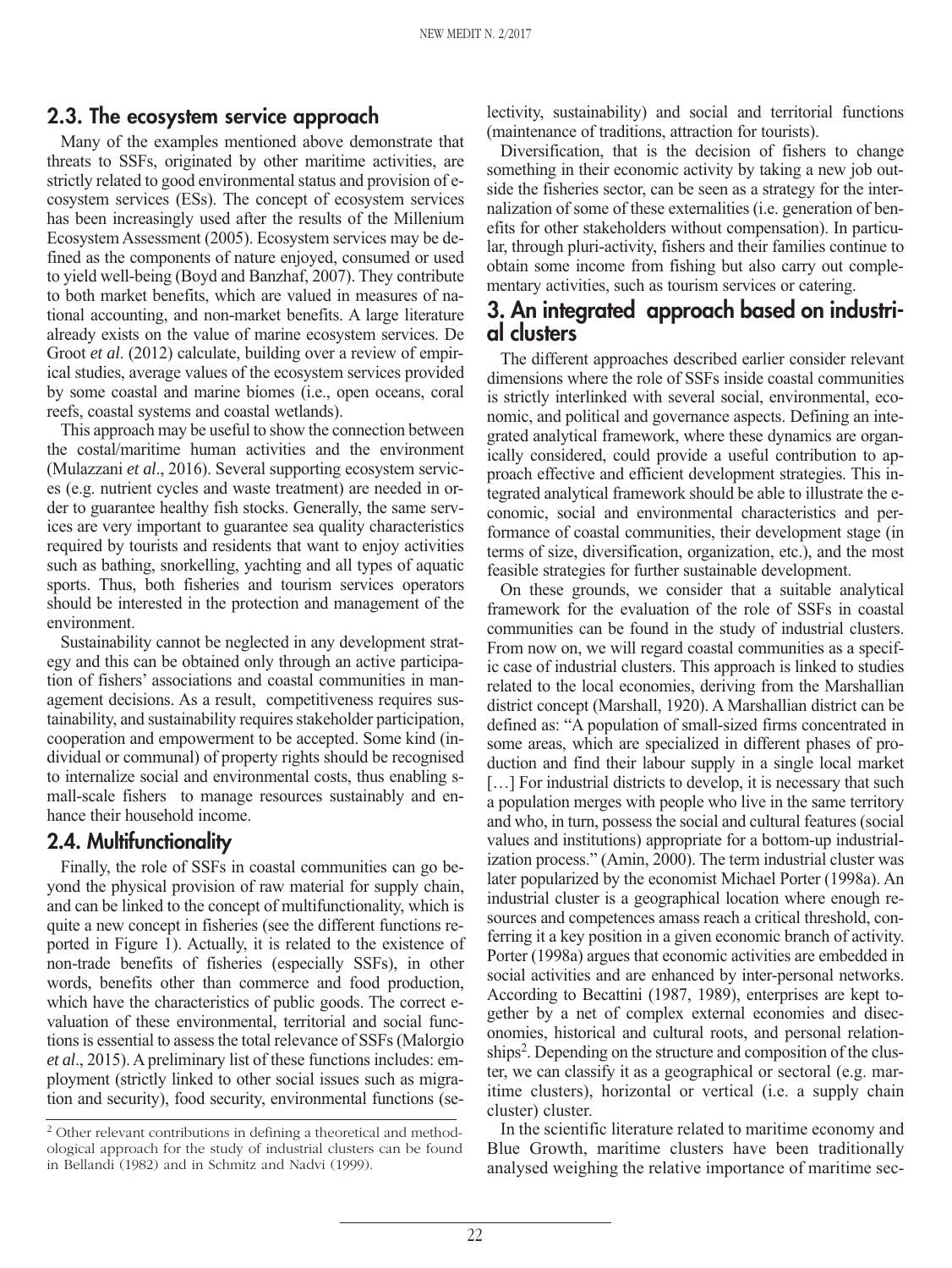## 2.3. The ecosystem service approach

Many of the examples mentioned above demonstrate that threats to SSFs, originated by other maritime activities, are strictly related to good environmental status and provision of ecosystem services (ESs). The concept of ecosystem services has been increasingly used after the results of the Millenium Ecosystem Assessment (2005). Ecosystem services may be defined as the components of nature enjoyed, consumed or used to yield well-being (Boyd and Banzhaf, 2007). They contribute to both market benefits, which are valued in measures of national accounting, and non-market benefits. A large literature already exists on the value of marine ecosystem services. De Groot *et al*. (2012) calculate, building over a review of empirical studies, average values of the ecosystem services provided by some coastal and marine biomes (i.e., open oceans, coral reefs, coastal systems and coastal wetlands).

This approach may be useful to show the connection between the costal/maritime human activities and the environment (Mulazzani *et al*., 2016). Several supporting ecosystem services (e.g. nutrient cycles and waste treatment) are needed in order to guarantee healthy fish stocks. Generally, the same services are very important to guarantee sea quality characteristics required by tourists and residents that want to enjoy activities such as bathing, snorkelling, yachting and all types of aquatic sports. Thus, both fisheries and tourism services operators should be interested in the protection and management of the environment.

Sustainability cannot be neglected in any development strategy and this can be obtained only through an active participation of fishers' associations and coastal communities in management decisions. As a result, competitiveness requires sustainability, and sustainability requires stakeholder participation, cooperation and empowerment to be accepted. Some kind (individual or communal) of property rights should be recognised to internalize social and environmental costs, thus enabling small-scale fishers to manage resources sustainably and enhance their household income.

## 2.4. Multifunctionality

Finally, the role of SSFs in coastal communities can go beyond the physical provision of raw material for supply chain, and can be linked to the concept of multifunctionality, which is quite a new concept in fisheries (see the different functions reported in Figure 1). Actually, it is related to the existence of non-trade benefits of fisheries (especially SSFs), in other words, benefits other than commerce and food production, which have the characteristics of public goods. The correct evaluation of these environmental, territorial and social functions is essential to assess the total relevance of SSFs (Malorgio *et al*., 2015). A preliminary list of these functions includes: employment (strictly linked to other social issues such as migration and security), food security, environmental functions (selectivity, sustainability) and social and territorial functions (maintenance of traditions, attraction for tourists).

Diversification, that is the decision of fishers to change something in their economic activity by taking a new job outside the fisheries sector, can be seen as a strategy for the internalization of some of these externalities (i.e. generation of benefits for other stakeholders without compensation). In particular, through pluri-activity, fishers and their families continue to obtain some income from fishing but also carry out complementary activities, such as tourism services or catering.

## 3. An integrated approach based on industrial clusters

The different approaches described earlier consider relevant dimensions where the role of SSFs inside coastal communities is strictly interlinked with several social, environmental, economic, and political and governance aspects. Defining an integrated analytical framework, where these dynamics are organically considered, could provide a useful contribution to approach effective and efficient development strategies. This integrated analytical framework should be able to illustrate the economic, social and environmental characteristics and performance of coastal communities, their development stage (in terms of size, diversification, organization, etc.), and the most feasible strategies for further sustainable development.

On these grounds, we consider that a suitable analytical framework for the evaluation of the role of SSFs in coastal communities can be found in the study of industrial clusters. From now on, we will regard coastal communities as a specific case of industrial clusters. This approach is linked to studies related to the local economies, deriving from the Marshallian district concept (Marshall, 1920). A Marshallian district can be defined as: "A population of small-sized firms concentrated in some areas, which are specialized in different phases of production and find their labour supply in a single local market […] For industrial districts to develop, it is necessary that such a population merges with people who live in the same territory and who, in turn, possess the social and cultural features (social values and institutions) appropriate for a bottom-up industrialization process." (Amin, 2000). The term industrial cluster was later popularized by the economist Michael Porter (1998a). An industrial cluster is a geographical location where enough resources and competences amass reach a critical threshold, conferring it a key position in a given economic branch of activity. Porter (1998a) argues that economic activities are embedded in social activities and are enhanced by inter-personal networks. According to Becattini (1987, 1989), enterprises are kept together by a net of complex external economies and diseconomies, historical and cultural roots, and personal relationships[2]. Depending on the structure and composition of the cluster, we can classify it as a geographical or sectoral (e.g. maritime clusters), horizontal or vertical (i.e. a supply chain cluster) cluster.

In the scientific literature related to maritime economy and Blue Growth, maritime clusters have been traditionally analysed weighing the relative importance of maritime sec-

[2] Other relevant contributions in defining a theoretical and methodological approach for the study of industrial clusters can be found in Bellandi (1982) and in Schmitz and Nadvi (1999).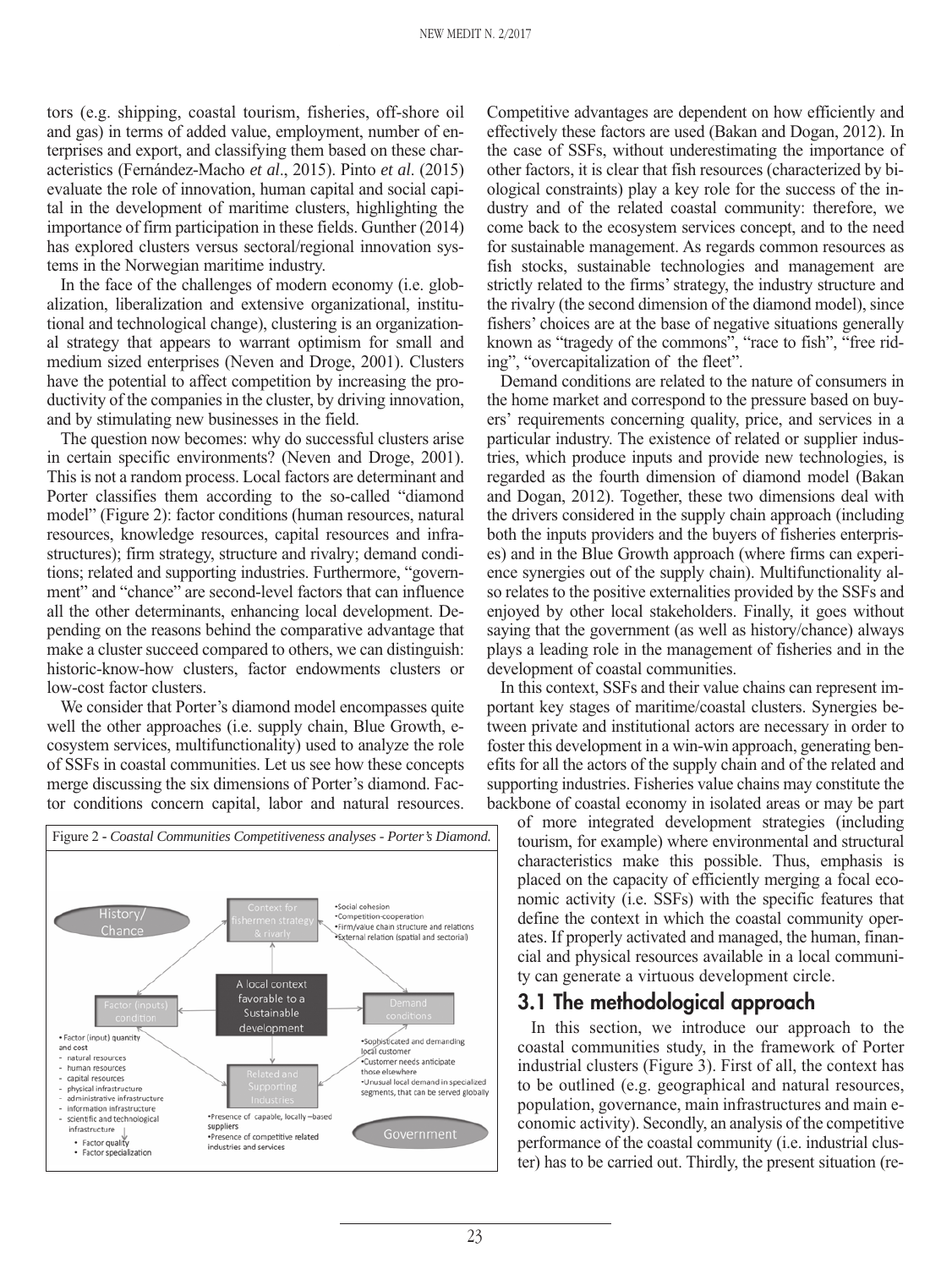tors (e.g. shipping, coastal tourism, fisheries, off-shore oil and gas) in terms of added value, employment, number of enterprises and export, and classifying them based on these characteristics (Fernández-Macho *et al*., 2015). Pinto *et al*. (2015) evaluate the role of innovation, human capital and social capital in the development of maritime clusters, highlighting the importance of firm participation in these fields. Gunther (2014) has explored clusters versus sectoral/regional innovation systems in the Norwegian maritime industry.

In the face of the challenges of modern economy (i.e. globalization, liberalization and extensive organizational, institutional and technological change), clustering is an organizational strategy that appears to warrant optimism for small and medium sized enterprises (Neven and Droge, 2001). Clusters have the potential to affect competition by increasing the productivity of the companies in the cluster, by driving innovation, and by stimulating new businesses in the field.

The question now becomes: why do successful clusters arise in certain specific environments? (Neven and Droge, 2001). This is not a random process. Local factors are determinant and Porter classifies them according to the so-called "diamond model" (Figure 2): factor conditions (human resources, natural resources, knowledge resources, capital resources and infrastructures); firm strategy, structure and rivalry; demand conditions; related and supporting industries. Furthermore, "government" and "chance" are second-level factors that can influence all the other determinants, enhancing local development. Depending on the reasons behind the comparative advantage that make a cluster succeed compared to others, we can distinguish: historic-know-how clusters, factor endowments clusters or low-cost factor clusters.

We consider that Porter's diamond model encompasses quite well the other approaches (i.e. supply chain, Blue Growth, ecosystem services, multifunctionality) used to analyze the role of SSFs in coastal communities. Let us see how these concepts merge discussing the six dimensions of Porter's diamond. Factor conditions concern capital, labor and natural resources.

Figure 2 - *Coastal Communities Competitiveness analyses - Porter's Diamond.*

Competitive advantages are dependent on how efficiently and effectively these factors are used (Bakan and Dogan, 2012). In the case of SSFs, without underestimating the importance of other factors, it is clear that fish resources (characterized by biological constraints) play a key role for the success of the industry and of the related coastal community: therefore, we come back to the ecosystem services concept, and to the need for sustainable management. As regards common resources as fish stocks, sustainable technologies and management are strictly related to the firms' strategy, the industry structure and the rivalry (the second dimension of the diamond model), since fishers' choices are at the base of negative situations generally known as "tragedy of the commons", "race to fish", "free riding", "overcapitalization of the fleet".

Demand conditions are related to the nature of consumers in the home market and correspond to the pressure based on buyers' requirements concerning quality, price, and services in a particular industry. The existence of related or supplier industries, which produce inputs and provide new technologies, is regarded as the fourth dimension of diamond model (Bakan and Dogan, 2012). Together, these two dimensions deal with the drivers considered in the supply chain approach (including both the inputs providers and the buyers of fisheries enterprises) and in the Blue Growth approach (where firms can experience synergies out of the supply chain). Multifunctionality also relates to the positive externalities provided by the SSFs and enjoyed by other local stakeholders. Finally, it goes without saying that the government (as well as history/chance) always plays a leading role in the management of fisheries and in the development of coastal communities.

In this context, SSFs and their value chains can represent important key stages of maritime/coastal clusters. Synergies between private and institutional actors are necessary in order to foster this development in a win-win approach, generating benefits for all the actors of the supply chain and of the related and supporting industries. Fisheries value chains may constitute the backbone of coastal economy in isolated areas or may be part of more integrated development strategies (including tourism, for example) where environmental and structural characteristics make this possible. Thus, emphasis is placed on the capacity of efficiently merging a focal economic activity (i.e. SSFs) with the specific features that define the context in which the coastal community operates. If properly activated and managed, the human, financial and physical resources available in a local community can generate a virtuous development circle.

## 3.1 The methodological approach

In this section, we introduce our approach to the coastal communities study, in the framework of Porter industrial clusters (Figure 3). First of all, the context has to be outlined (e.g. geographical and natural resources, population, governance, main infrastructures and main economic activity). Secondly, an analysis of the competitive performance of the coastal community (i.e. industrial cluster) has to be carried out. Thirdly, the present situation (re-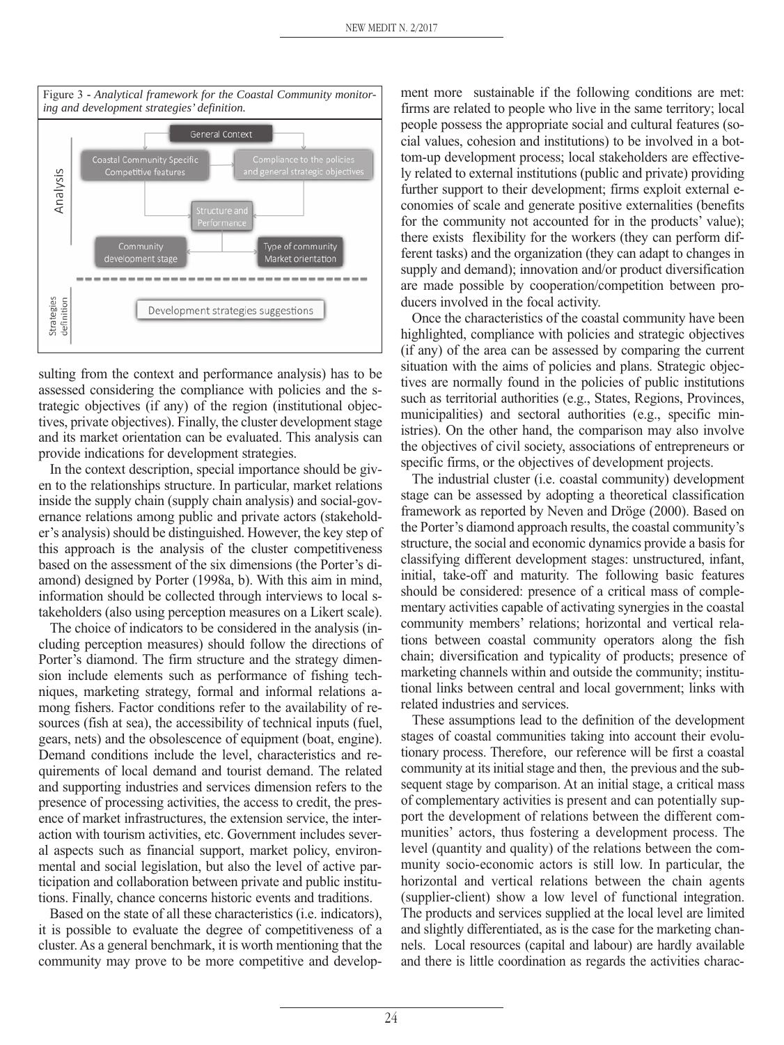Figure 3 - *Analytical framework for the Coastal Community monitoring and development strategies' definition.*

sulting from the context and performance analysis) has to be assessed considering the compliance with policies and the strategic objectives (if any) of the region (institutional objectives, private objectives). Finally, the cluster development stage and its market orientation can be evaluated. This analysis can provide indications for development strategies.

In the context description, special importance should be given to the relationships structure. In particular, market relations inside the supply chain (supply chain analysis) and social-governance relations among public and private actors (stakeholder's analysis) should be distinguished. However, the key step of this approach is the analysis of the cluster competitiveness based on the assessment of the six dimensions (the Porter's diamond) designed by Porter (1998a, b). With this aim in mind, information should be collected through interviews to local stakeholders (also using perception measures on a Likert scale).

The choice of indicators to be considered in the analysis (including perception measures) should follow the directions of Porter's diamond. The firm structure and the strategy dimension include elements such as performance of fishing techniques, marketing strategy, formal and informal relations among fishers. Factor conditions refer to the availability of resources (fish at sea), the accessibility of technical inputs (fuel, gears, nets) and the obsolescence of equipment (boat, engine). Demand conditions include the level, characteristics and requirements of local demand and tourist demand. The related and supporting industries and services dimension refers to the presence of processing activities, the access to credit, the presence of market infrastructures, the extension service, the interaction with tourism activities, etc. Government includes several aspects such as financial support, market policy, environmental and social legislation, but also the level of active participation and collaboration between private and public institutions. Finally, chance concerns historic events and traditions.

Based on the state of all these characteristics (i.e. indicators), it is possible to evaluate the degree of competitiveness of a cluster. As a general benchmark, it is worth mentioning that the community may prove to be more competitive and development more sustainable if the following conditions are met: firms are related to people who live in the same territory; local people possess the appropriate social and cultural features (social values, cohesion and institutions) to be involved in a bottom-up development process; local stakeholders are effectively related to external institutions (public and private) providing further support to their development; firms exploit external economies of scale and generate positive externalities (benefits for the community not accounted for in the products' value); there exists flexibility for the workers (they can perform different tasks) and the organization (they can adapt to changes in supply and demand); innovation and/or product diversification are made possible by cooperation/competition between producers involved in the focal activity.

Once the characteristics of the coastal community have been highlighted, compliance with policies and strategic objectives (if any) of the area can be assessed by comparing the current situation with the aims of policies and plans. Strategic objectives are normally found in the policies of public institutions such as territorial authorities (e.g., States, Regions, Provinces, municipalities) and sectoral authorities (e.g., specific ministries). On the other hand, the comparison may also involve the objectives of civil society, associations of entrepreneurs or specific firms, or the objectives of development projects.

The industrial cluster (i.e. coastal community) development stage can be assessed by adopting a theoretical classification framework as reported by Neven and Dröge (2000). Based on the Porter's diamond approach results, the coastal community's structure, the social and economic dynamics provide a basis for classifying different development stages: unstructured, infant, initial, take-off and maturity. The following basic features should be considered: presence of a critical mass of complementary activities capable of activating synergies in the coastal community members' relations; horizontal and vertical relations between coastal community operators along the fish chain; diversification and typicality of products; presence of marketing channels within and outside the community; institutional links between central and local government; links with related industries and services.

These assumptions lead to the definition of the development stages of coastal communities taking into account their evolutionary process. Therefore, our reference will be first a coastal community at its initial stage and then, the previous and the subsequent stage by comparison. At an initial stage, a critical mass of complementary activities is present and can potentially support the development of relations between the different communities' actors, thus fostering a development process. The level (quantity and quality) of the relations between the community socio-economic actors is still low. In particular, the horizontal and vertical relations between the chain agents (supplier-client) show a low level of functional integration. The products and services supplied at the local level are limited and slightly differentiated, as is the case for the marketing channels. Local resources (capital and labour) are hardly available and there is little coordination as regards the activities charac-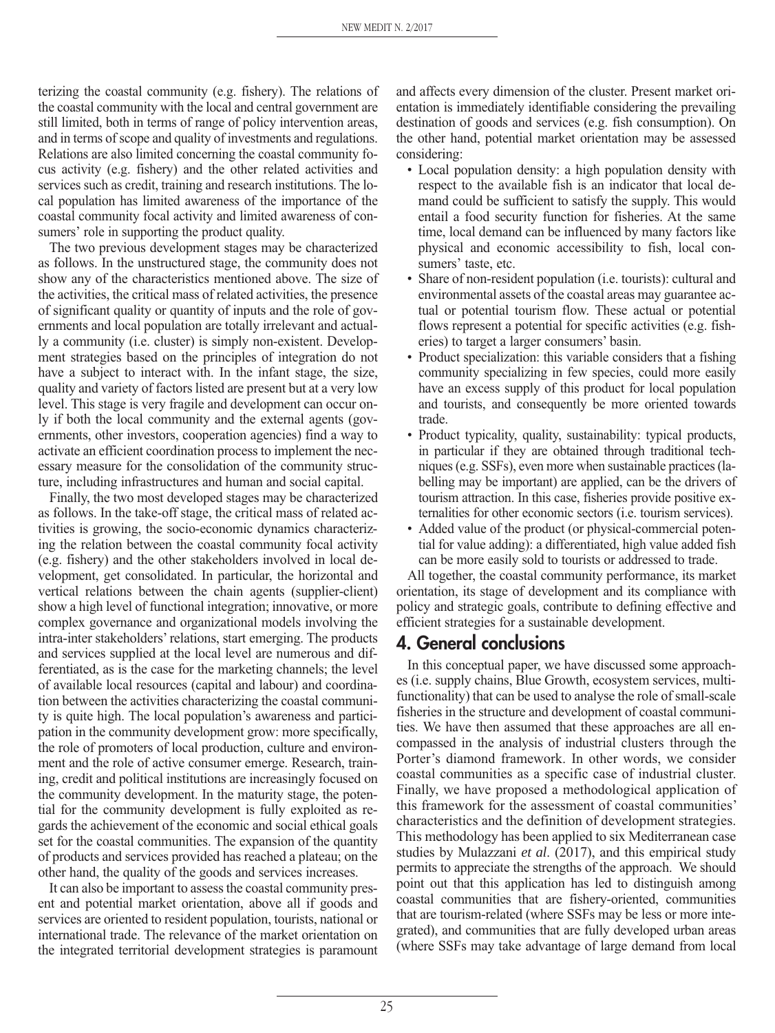terizing the coastal community (e.g. fishery). The relations of the coastal community with the local and central government are still limited, both in terms of range of policy intervention areas, and in terms of scope and quality of investments and regulations. Relations are also limited concerning the coastal community focus activity (e.g. fishery) and the other related activities and services such as credit, training and research institutions. The local population has limited awareness of the importance of the coastal community focal activity and limited awareness of consumers' role in supporting the product quality.

The two previous development stages may be characterized as follows. In the unstructured stage, the community does not show any of the characteristics mentioned above. The size of the activities, the critical mass of related activities, the presence of significant quality or quantity of inputs and the role of governments and local population are totally irrelevant and actually a community (i.e. cluster) is simply non-existent. Development strategies based on the principles of integration do not have a subject to interact with. In the infant stage, the size, quality and variety of factors listed are present but at a very low level. This stage is very fragile and development can occur only if both the local community and the external agents (governments, other investors, cooperation agencies) find a way to activate an efficient coordination process to implement the necessary measure for the consolidation of the community structure, including infrastructures and human and social capital.

Finally, the two most developed stages may be characterized as follows. In the take-off stage, the critical mass of related activities is growing, the socio-economic dynamics characterizing the relation between the coastal community focal activity (e.g. fishery) and the other stakeholders involved in local development, get consolidated. In particular, the horizontal and vertical relations between the chain agents (supplier-client) show a high level of functional integration; innovative, or more complex governance and organizational models involving the intra-inter stakeholders' relations, start emerging. The products and services supplied at the local level are numerous and differentiated, as is the case for the marketing channels; the level of available local resources (capital and labour) and coordination between the activities characterizing the coastal community is quite high. The local population's awareness and participation in the community development grow: more specifically, the role of promoters of local production, culture and environment and the role of active consumer emerge. Research, training, credit and political institutions are increasingly focused on the community development. In the maturity stage, the potential for the community development is fully exploited as regards the achievement of the economic and social ethical goals set for the coastal communities. The expansion of the quantity of products and services provided has reached a plateau; on the other hand, the quality of the goods and services increases.

It can also be important to assess the coastal community present and potential market orientation, above all if goods and services are oriented to resident population, tourists, national or international trade. The relevance of the market orientation on the integrated territorial development strategies is paramount and affects every dimension of the cluster. Present market orientation is immediately identifiable considering the prevailing destination of goods and services (e.g. fish consumption). On the other hand, potential market orientation may be assessed considering:

- Local population density: a high population density with respect to the available fish is an indicator that local demand could be sufficient to satisfy the supply. This would entail a food security function for fisheries. At the same time, local demand can be influenced by many factors like physical and economic accessibility to fish, local consumers' taste, etc.
- Share of non-resident population (i.e. tourists): cultural and environmental assets of the coastal areas may guarantee actual or potential tourism flow. These actual or potential flows represent a potential for specific activities (e.g. fisheries) to target a larger consumers' basin.
- Product specialization: this variable considers that a fishing community specializing in few species, could more easily have an excess supply of this product for local population and tourists, and consequently be more oriented towards trade.
- Product typicality, quality, sustainability: typical products, in particular if they are obtained through traditional techniques (e.g. SSFs), even more when sustainable practices (labelling may be important) are applied, can be the drivers of tourism attraction. In this case, fisheries provide positive externalities for other economic sectors (i.e. tourism services).
- Added value of the product (or physical-commercial potential for value adding): a differentiated, high value added fish can be more easily sold to tourists or addressed to trade.

All together, the coastal community performance, its market orientation, its stage of development and its compliance with policy and strategic goals, contribute to defining effective and efficient strategies for a sustainable development.

## 4. General conclusions

In this conceptual paper, we have discussed some approaches (i.e. supply chains, Blue Growth, ecosystem services, multifunctionality) that can be used to analyse the role of small-scale fisheries in the structure and development of coastal communities. We have then assumed that these approaches are all encompassed in the analysis of industrial clusters through the Porter's diamond framework. In other words, we consider coastal communities as a specific case of industrial cluster. Finally, we have proposed a methodological application of this framework for the assessment of coastal communities' characteristics and the definition of development strategies. This methodology has been applied to six Mediterranean case studies by Mulazzani *et al*. (2017), and this empirical study permits to appreciate the strengths of the approach. We should point out that this application has led to distinguish among coastal communities that are fishery-oriented, communities that are tourism-related (where SSFs may be less or more integrated), and communities that are fully developed urban areas (where SSFs may take advantage of large demand from local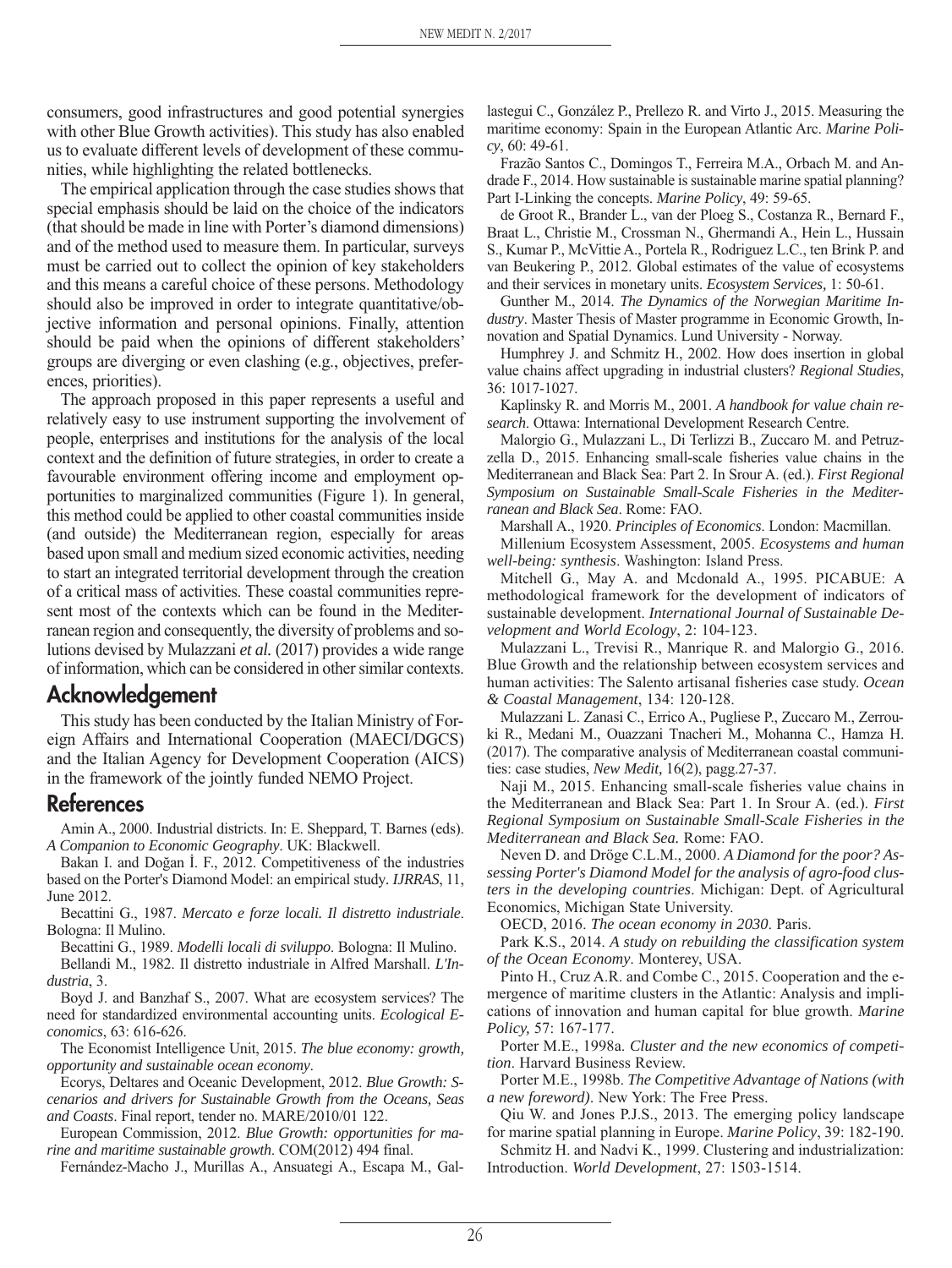consumers, good infrastructures and good potential synergies with other Blue Growth activities). This study has also enabled us to evaluate different levels of development of these communities, while highlighting the related bottlenecks.

The empirical application through the case studies shows that special emphasis should be laid on the choice of the indicators (that should be made in line with Porter's diamond dimensions) and of the method used to measure them. In particular, surveys must be carried out to collect the opinion of key stakeholders and this means a careful choice of these persons. Methodology should also be improved in order to integrate quantitative/objective information and personal opinions. Finally, attention should be paid when the opinions of different stakeholders' groups are diverging or even clashing (e.g., objectives, preferences, priorities).

The approach proposed in this paper represents a useful and relatively easy to use instrument supporting the involvement of people, enterprises and institutions for the analysis of the local context and the definition of future strategies, in order to create a favourable environment offering income and employment opportunities to marginalized communities (Figure 1). In general, this method could be applied to other coastal communities inside (and outside) the Mediterranean region, especially for areas based upon small and medium sized economic activities, needing to start an integrated territorial development through the creation of a critical mass of activities. These coastal communities represent most of the contexts which can be found in the Mediterranean region and consequently, the diversity of problems and solutions devised by Mulazzani *et al.* (2017) provides a wide range of information, which can be considered in other similar contexts.

## Acknowledgement

This study has been conducted by the Italian Ministry of Foreign Affairs and International Cooperation (MAECI/DGCS) and the Italian Agency for Development Cooperation (AICS) in the framework of the jointly funded NEMO Project.

## References

Amin A., 2000. Industrial districts. In: E. Sheppard, T. Barnes (eds). *A Companion to Economic Geography*. UK: Blackwell.

Bakan I. and Doğan İ. F., 2012. Competitiveness of the industries based on the Porter's Diamond Model: an empirical study. *IJRRAS*, 11, June 2012.

Becattini G., 1987. *Mercato e forze locali. Il distretto industriale*. Bologna: Il Mulino.

Becattini G., 1989. *Modelli locali di sviluppo*. Bologna: Il Mulino.

Bellandi M., 1982. Il distretto industriale in Alfred Marshall. *L'Industria*, 3.

Boyd J. and Banzhaf S., 2007. What are ecosystem services? The need for standardized environmental accounting units. *Ecological Economics*, 63: 616-626.

The Economist Intelligence Unit, 2015. *The blue economy: growth, opportunity and sustainable ocean economy*.

Ecorys, Deltares and Oceanic Development, 2012. *Blue Growth: Scenarios and drivers for Sustainable Growth from the Oceans, Seas and Coasts*. Final report, tender no. MARE/2010/01 122.

European Commission, 2012. *Blue Growth: opportunities for marine and maritime sustainable growth*. COM(2012) 494 final.

Fernández-Macho J., Murillas A., Ansuategi A., Escapa M., Gallastegui C., González P., Prellezo R. and Virto J., 2015. Measuring the maritime economy: Spain in the European Atlantic Arc. *Marine Policy*, 60: 49-61.

Frazão Santos C., Domingos T., Ferreira M.A., Orbach M. and Andrade F., 2014. How sustainable is sustainable marine spatial planning? Part I-Linking the concepts. *Marine Policy*, 49: 59-65.

de Groot R., Brander L., van der Ploeg S., Costanza R., Bernard F., Braat L., Christie M., Crossman N., Ghermandi A., Hein L., Hussain S., Kumar P., McVittie A., Portela R., Rodriguez L.C., ten Brink P. and van Beukering P., 2012. Global estimates of the value of ecosystems and their services in monetary units. *Ecosystem Services,* 1: 50-61.

Gunther M., 2014. *The Dynamics of the Norwegian Maritime Industry*. Master Thesis of Master programme in Economic Growth, Innovation and Spatial Dynamics. Lund University - Norway.

Humphrey J. and Schmitz H., 2002. How does insertion in global value chains affect upgrading in industrial clusters? *Regional Studies*, 36: 1017-1027.

Kaplinsky R. and Morris M., 2001. *A handbook for value chain research*. Ottawa: International Development Research Centre.

Malorgio G., Mulazzani L., Di Terlizzi B., Zuccaro M. and Petruzzella D., 2015. Enhancing small-scale fisheries value chains in the Mediterranean and Black Sea: Part 2. In Srour A. (ed.). *First Regional Symposium on Sustainable Small-Scale Fisheries in the Mediterranean and Black Sea*. Rome: FAO.

Marshall A., 1920. *Principles of Economics*. London: Macmillan.

Millenium Ecosystem Assessment, 2005. *Ecosystems and human well-being: synthesis*. Washington: Island Press.

Mitchell G., May A. and Mcdonald A., 1995. PICABUE: A methodological framework for the development of indicators of sustainable development. *International Journal of Sustainable Development and World Ecology*, 2: 104-123.

Mulazzani L., Trevisi R., Manrique R. and Malorgio G., 2016. Blue Growth and the relationship between ecosystem services and human activities: The Salento artisanal fisheries case study. *Ocean & Coastal Management*, 134: 120-128.

Mulazzani L. Zanasi C., Errico A., Pugliese P., Zuccaro M., Zerrouki R., Medani M., Ouazzani Tnacheri M., Mohanna C., Hamza H. (2017). The comparative analysis of Mediterranean coastal communities: case studies, *New Medit,* 16(2), pagg.27-37.

Naji M., 2015. Enhancing small-scale fisheries value chains in the Mediterranean and Black Sea: Part 1. In Srour A. (ed.). *First Regional Symposium on Sustainable Small-Scale Fisheries in the Mediterranean and Black Sea.* Rome: FAO.

Neven D. and Dröge C.L.M., 2000. *A Diamond for the poor? Assessing Porter's Diamond Model for the analysis of agro-food clusters in the developing countries*. Michigan: Dept. of Agricultural Economics, Michigan State University.

OECD, 2016. *The ocean economy in 2030*. Paris.

Park K.S., 2014. *A study on rebuilding the classification system of the Ocean Economy*. Monterey, USA.

Pinto H., Cruz A.R. and Combe C., 2015. Cooperation and the emergence of maritime clusters in the Atlantic: Analysis and implications of innovation and human capital for blue growth. *Marine Policy,* 57: 167-177.

Porter M.E., 1998a. *Cluster and the new economics of competition*. Harvard Business Review.

Porter M.E., 1998b. *The Competitive Advantage of Nations (with a new foreword)*. New York: The Free Press.

Qiu W. and Jones P.J.S., 2013. The emerging policy landscape for marine spatial planning in Europe. *Marine Policy*, 39: 182-190.

Schmitz H. and Nadvi K., 1999. Clustering and industrialization: Introduction. *World Development*, 27: 1503-1514.